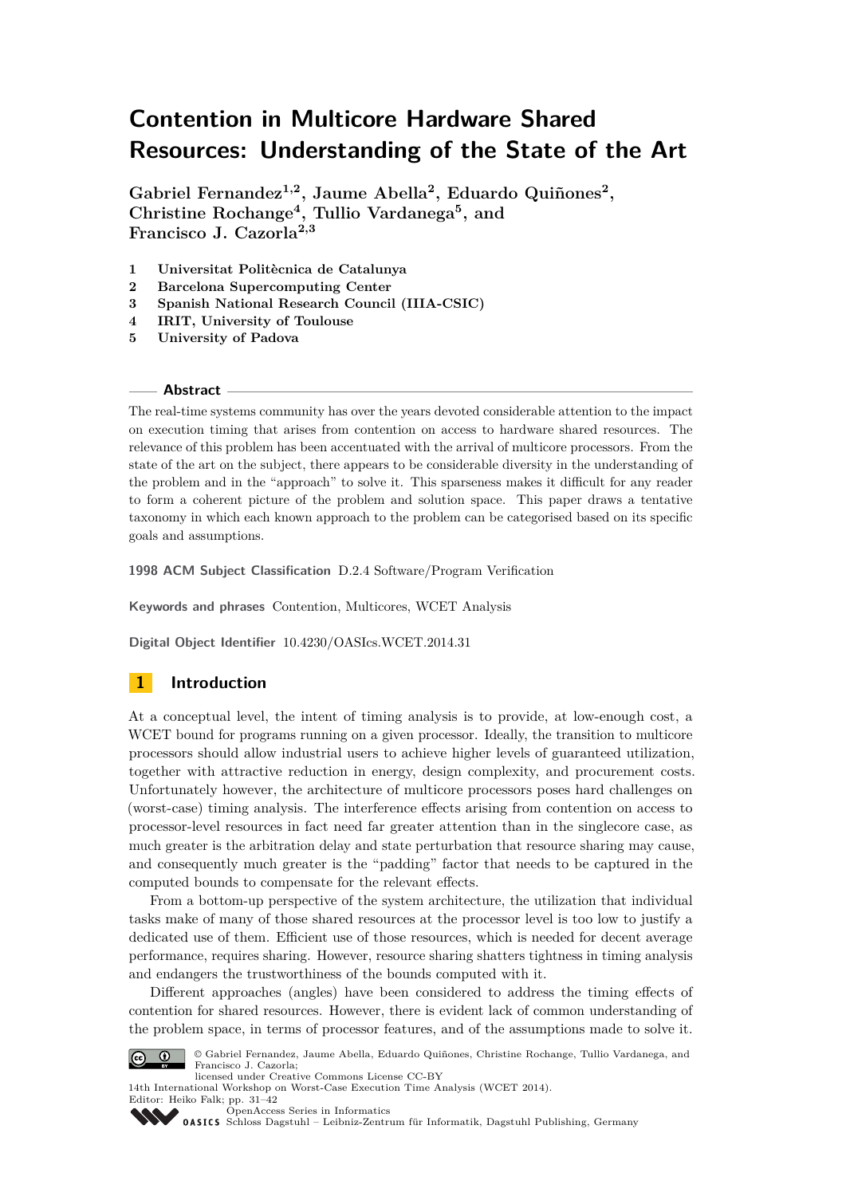# Contention in Multicore Hardware Shared Resources: Understanding of the State of the Art

**Gabriel Fernandez[1,2], Jaume Abella[2], Eduardo Quiñones[2], Christine Rochange[4], Tullio Vardanega[5], and Francisco J. Cazorla[2,3]**

1. **Universitat Politècnica de Catalunya**
2. **Barcelona Supercomputing Center**
3. **Spanish National Research Council (IIIA-CSIC)**
4. **IRIT, University of Toulouse**
5. **University of Padova**

## Abstract

The real-time systems community has over the years devoted considerable attention to the impact on execution timing that arises from contention on access to hardware shared resources. The relevance of this problem has been accentuated with the arrival of multicore processors. From the state of the art on the subject, there appears to be considerable diversity in the understanding of the problem and in the "approach" to solve it. This sparseness makes it difficult for any reader to form a coherent picture of the problem and solution space. This paper draws a tentative taxonomy in which each known approach to the problem can be categorised based on its specific goals and assumptions.

**1998 ACM Subject Classification** D.2.4 Software/Program Verification

**Keywords and phrases** Contention, Multicores, WCET Analysis

**Digital Object Identifier** 10.4230/OASIcs.WCET.2014.31

## 1 Introduction

At a conceptual level, the intent of timing analysis is to provide, at low-enough cost, a WCET bound for programs running on a given processor. Ideally, the transition to multicore processors should allow industrial users to achieve higher levels of guaranteed utilization, together with attractive reduction in energy, design complexity, and procurement costs. Unfortunately however, the architecture of multicore processors poses hard challenges on (worst-case) timing analysis. The interference effects arising from contention on access to processor-level resources in fact need far greater attention than in the singlecore case, as much greater is the arbitration delay and state perturbation that resource sharing may cause, and consequently much greater is the "padding" factor that needs to be captured in the computed bounds to compensate for the relevant effects.

From a bottom-up perspective of the system architecture, the utilization that individual tasks make of many of those shared resources at the processor level is too low to justify a dedicated use of them. Efficient use of those resources, which is needed for decent average performance, requires sharing. However, resource sharing shatters tightness in timing analysis and endangers the trustworthiness of the bounds computed with it.

Different approaches (angles) have been considered to address the timing effects of contention for shared resources. However, there is evident lack of common understanding of the problem space, in terms of processor features, and of the assumptions made to solve it.

© Gabriel Fernandez, Jaume Abella, Eduardo Quiñones, Christine Rochange, Tullio Vardanega, and Francisco J. Cazorla;
licensed under Creative Commons License CC-BY
14th International Workshop on Worst-Case Execution Time Analysis (WCET 2014).
Editor: Heiko Falk; pp. 31–42
OpenAccess Series in Informatics
Schloss Dagstuhl – Leibniz-Zentrum für Informatik, Dagstuhl Publishing, Germany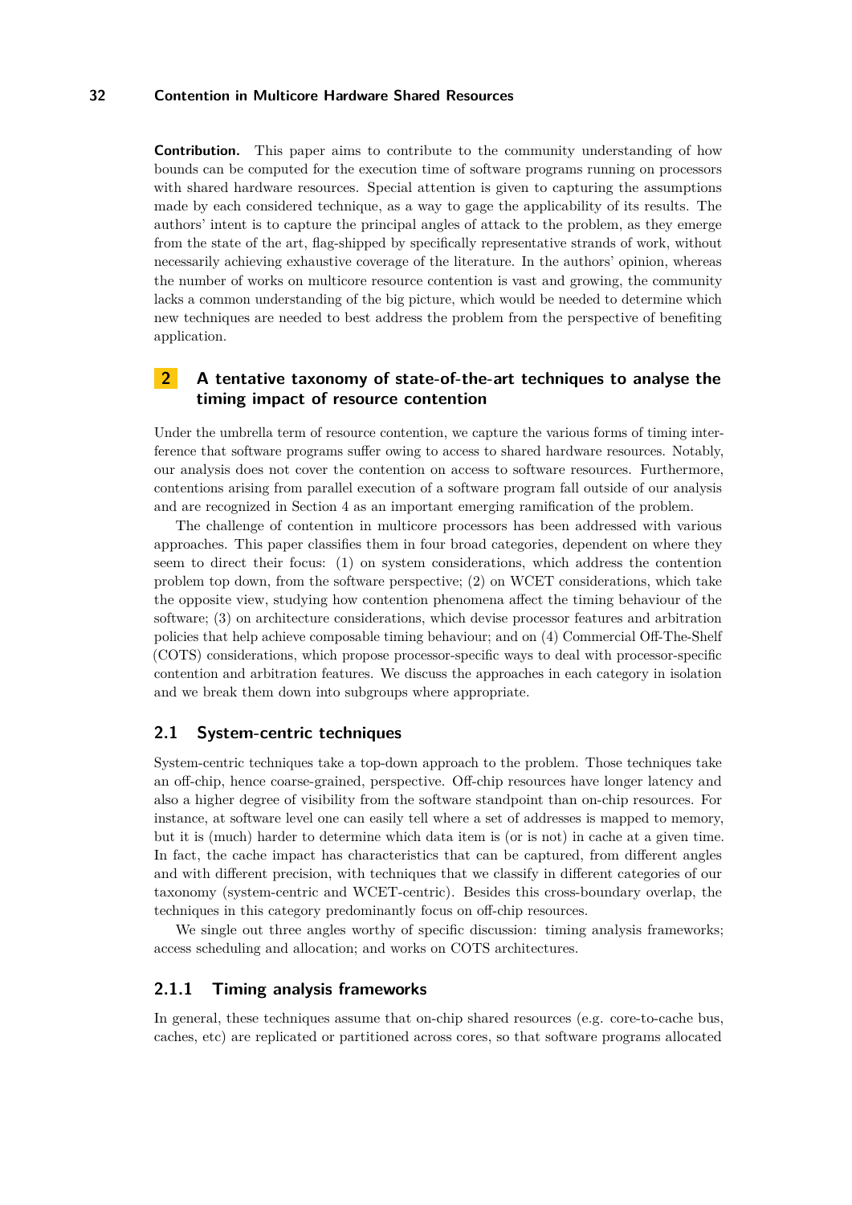**Contribution.** This paper aims to contribute to the community understanding of how bounds can be computed for the execution time of software programs running on processors with shared hardware resources. Special attention is given to capturing the assumptions made by each considered technique, as a way to gage the applicability of its results. The authors' intent is to capture the principal angles of attack to the problem, as they emerge from the state of the art, flag-shipped by specifically representative strands of work, without necessarily achieving exhaustive coverage of the literature. In the authors' opinion, whereas the number of works on multicore resource contention is vast and growing, the community lacks a common understanding of the big picture, which would be needed to determine which new techniques are needed to best address the problem from the perspective of benefiting application.

## 2 A tentative taxonomy of state-of-the-art techniques to analyse the timing impact of resource contention

Under the umbrella term of resource contention, we capture the various forms of timing interference that software programs suffer owing to access to shared hardware resources. Notably, our analysis does not cover the contention on access to software resources. Furthermore, contentions arising from parallel execution of a software program fall outside of our analysis and are recognized in Section 4 as an important emerging ramification of the problem.

The challenge of contention in multicore processors has been addressed with various approaches. This paper classifies them in four broad categories, dependent on where they seem to direct their focus: (1) on system considerations, which address the contention problem top down, from the software perspective; (2) on WCET considerations, which take the opposite view, studying how contention phenomena affect the timing behaviour of the software; (3) on architecture considerations, which devise processor features and arbitration policies that help achieve composable timing behaviour; and on (4) Commercial Off-The-Shelf (COTS) considerations, which propose processor-specific ways to deal with processor-specific contention and arbitration features. We discuss the approaches in each category in isolation and we break them down into subgroups where appropriate.

### 2.1 System-centric techniques

System-centric techniques take a top-down approach to the problem. Those techniques take an off-chip, hence coarse-grained, perspective. Off-chip resources have longer latency and also a higher degree of visibility from the software standpoint than on-chip resources. For instance, at software level one can easily tell where a set of addresses is mapped to memory, but it is (much) harder to determine which data item is (or is not) in cache at a given time. In fact, the cache impact has characteristics that can be captured, from different angles and with different precision, with techniques that we classify in different categories of our taxonomy (system-centric and WCET-centric). Besides this cross-boundary overlap, the techniques in this category predominantly focus on off-chip resources.

We single out three angles worthy of specific discussion: timing analysis frameworks; access scheduling and allocation; and works on COTS architectures.

#### 2.1.1 Timing analysis frameworks

In general, these techniques assume that on-chip shared resources (e.g. core-to-cache bus, caches, etc) are replicated or partitioned across cores, so that software programs allocated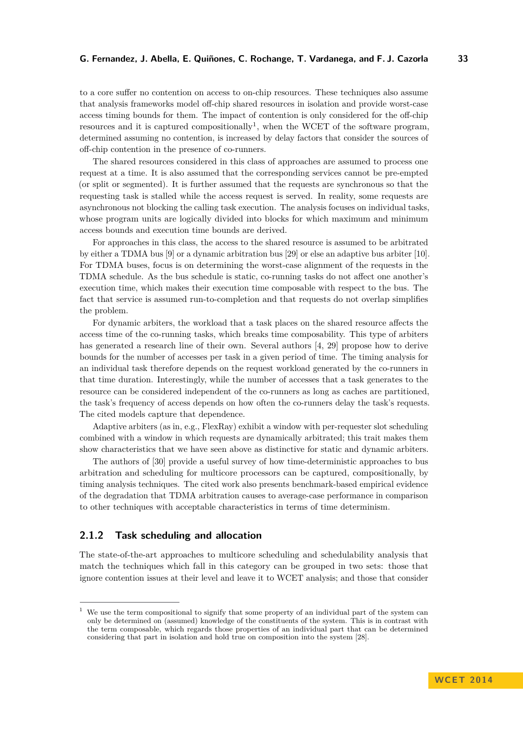to a core suffer no contention on access to on-chip resources. These techniques also assume that analysis frameworks model off-chip shared resources in isolation and provide worst-case access timing bounds for them. The impact of contention is only considered for the off-chip resources and it is captured compositionally[1], when the WCET of the software program, determined assuming no contention, is increased by delay factors that consider the sources of off-chip contention in the presence of co-runners.

The shared resources considered in this class of approaches are assumed to process one request at a time. It is also assumed that the corresponding services cannot be pre-empted (or split or segmented). It is further assumed that the requests are synchronous so that the requesting task is stalled while the access request is served. In reality, some requests are asynchronous not blocking the calling task execution. The analysis focuses on individual tasks, whose program units are logically divided into blocks for which maximum and minimum access bounds and execution time bounds are derived.

For approaches in this class, the access to the shared resource is assumed to be arbitrated by either a TDMA bus [9] or a dynamic arbitration bus [29] or else an adaptive bus arbiter [10]. For TDMA buses, focus is on determining the worst-case alignment of the requests in the TDMA schedule. As the bus schedule is static, co-running tasks do not affect one another's execution time, which makes their execution time composable with respect to the bus. The fact that service is assumed run-to-completion and that requests do not overlap simplifies the problem.

For dynamic arbiters, the workload that a task places on the shared resource affects the access time of the co-running tasks, which breaks time composability. This type of arbiters has generated a research line of their own. Several authors [4, 29] propose how to derive bounds for the number of accesses per task in a given period of time. The timing analysis for an individual task therefore depends on the request workload generated by the co-runners in that time duration. Interestingly, while the number of accesses that a task generates to the resource can be considered independent of the co-runners as long as caches are partitioned, the task's frequency of access depends on how often the co-runners delay the task's requests. The cited models capture that dependence.

Adaptive arbiters (as in, e.g., FlexRay) exhibit a window with per-requester slot scheduling combined with a window in which requests are dynamically arbitrated; this trait makes them show characteristics that we have seen above as distinctive for static and dynamic arbiters.

The authors of [30] provide a useful survey of how time-deterministic approaches to bus arbitration and scheduling for multicore processors can be captured, compositionally, by timing analysis techniques. The cited work also presents benchmark-based empirical evidence of the degradation that TDMA arbitration causes to average-case performance in comparison to other techniques with acceptable characteristics in terms of time determinism.

### 2.1.2 Task scheduling and allocation

The state-of-the-art approaches to multicore scheduling and schedulability analysis that match the techniques which fall in this category can be grouped in two sets: those that ignore contention issues at their level and leave it to WCET analysis; and those that consider

[1] We use the term compositional to signify that some property of an individual part of the system can only be determined on (assumed) knowledge of the constituents of the system. This is in contrast with the term composable, which regards those properties of an individual part that can be determined considering that part in isolation and hold true on composition into the system [28].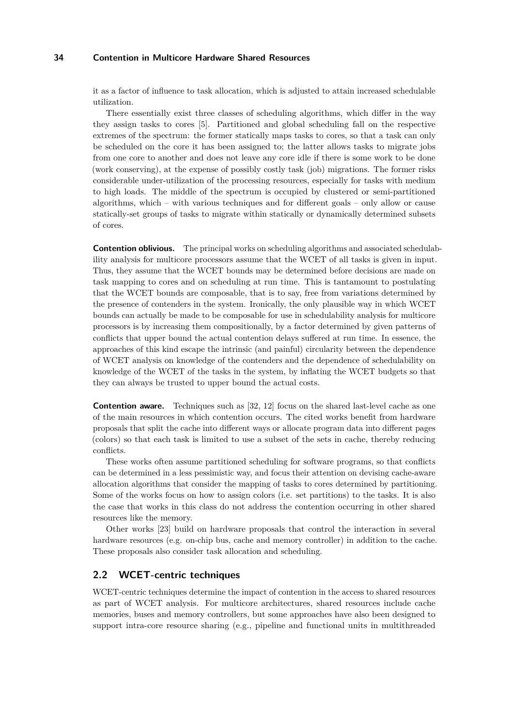it as a factor of influence to task allocation, which is adjusted to attain increased schedulable utilization.

There essentially exist three classes of scheduling algorithms, which differ in the way they assign tasks to cores [5]. Partitioned and global scheduling fall on the respective extremes of the spectrum: the former statically maps tasks to cores, so that a task can only be scheduled on the core it has been assigned to; the latter allows tasks to migrate jobs from one core to another and does not leave any core idle if there is some work to be done (work conserving), at the expense of possibly costly task (job) migrations. The former risks considerable under-utilization of the processing resources, especially for tasks with medium to high loads. The middle of the spectrum is occupied by clustered or semi-partitioned algorithms, which – with various techniques and for different goals – only allow or cause statically-set groups of tasks to migrate within statically or dynamically determined subsets of cores.

**Contention oblivious.** The principal works on scheduling algorithms and associated schedulability analysis for multicore processors assume that the WCET of all tasks is given in input. Thus, they assume that the WCET bounds may be determined before decisions are made on task mapping to cores and on scheduling at run time. This is tantamount to postulating that the WCET bounds are composable, that is to say, free from variations determined by the presence of contenders in the system. Ironically, the only plausible way in which WCET bounds can actually be made to be composable for use in schedulability analysis for multicore processors is by increasing them compositionally, by a factor determined by given patterns of conflicts that upper bound the actual contention delays suffered at run time. In essence, the approaches of this kind escape the intrinsic (and painful) circularity between the dependence of WCET analysis on knowledge of the contenders and the dependence of schedulability on knowledge of the WCET of the tasks in the system, by inflating the WCET budgets so that they can always be trusted to upper bound the actual costs.

**Contention aware.** Techniques such as [32, 12] focus on the shared last-level cache as one of the main resources in which contention occurs. The cited works benefit from hardware proposals that split the cache into different ways or allocate program data into different pages (colors) so that each task is limited to use a subset of the sets in cache, thereby reducing conflicts.

These works often assume partitioned scheduling for software programs, so that conflicts can be determined in a less pessimistic way, and focus their attention on devising cache-aware allocation algorithms that consider the mapping of tasks to cores determined by partitioning. Some of the works focus on how to assign colors (i.e. set partitions) to the tasks. It is also the case that works in this class do not address the contention occurring in other shared resources like the memory.

Other works [23] build on hardware proposals that control the interaction in several hardware resources (e.g. on-chip bus, cache and memory controller) in addition to the cache. These proposals also consider task allocation and scheduling.

## 2.2 WCET-centric techniques

WCET-centric techniques determine the impact of contention in the access to shared resources as part of WCET analysis. For multicore architectures, shared resources include cache memories, buses and memory controllers, but some approaches have also been designed to support intra-core resource sharing (e.g., pipeline and functional units in multithreaded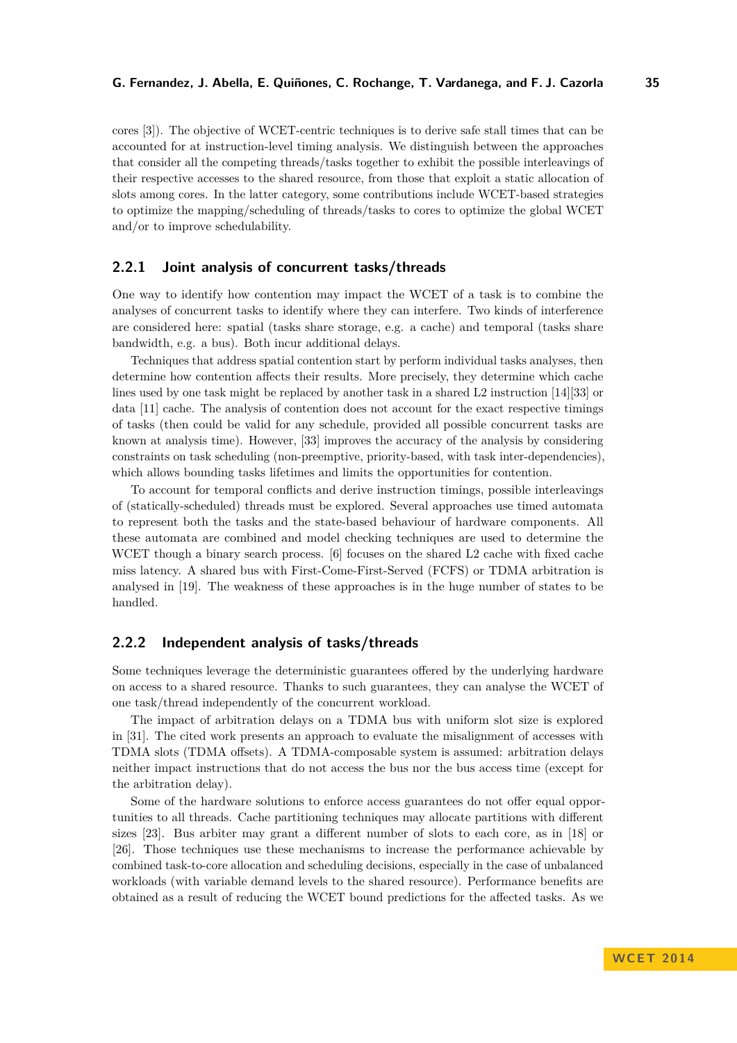cores [3]). The objective of WCET-centric techniques is to derive safe stall times that can be accounted for at instruction-level timing analysis. We distinguish between the approaches that consider all the competing threads/tasks together to exhibit the possible interleavings of their respective accesses to the shared resource, from those that exploit a static allocation of slots among cores. In the latter category, some contributions include WCET-based strategies to optimize the mapping/scheduling of threads/tasks to cores to optimize the global WCET and/or to improve schedulability.

### 2.2.1 Joint analysis of concurrent tasks/threads

One way to identify how contention may impact the WCET of a task is to combine the analyses of concurrent tasks to identify where they can interfere. Two kinds of interference are considered here: spatial (tasks share storage, e.g. a cache) and temporal (tasks share bandwidth, e.g. a bus). Both incur additional delays.

Techniques that address spatial contention start by perform individual tasks analyses, then determine how contention affects their results. More precisely, they determine which cache lines used by one task might be replaced by another task in a shared L2 instruction [14][33] or data [11] cache. The analysis of contention does not account for the exact respective timings of tasks (then could be valid for any schedule, provided all possible concurrent tasks are known at analysis time). However, [33] improves the accuracy of the analysis by considering constraints on task scheduling (non-preemptive, priority-based, with task inter-dependencies), which allows bounding tasks lifetimes and limits the opportunities for contention.

To account for temporal conflicts and derive instruction timings, possible interleavings of (statically-scheduled) threads must be explored. Several approaches use timed automata to represent both the tasks and the state-based behaviour of hardware components. All these automata are combined and model checking techniques are used to determine the WCET though a binary search process. [6] focuses on the shared L2 cache with fixed cache miss latency. A shared bus with First-Come-First-Served (FCFS) or TDMA arbitration is analysed in [19]. The weakness of these approaches is in the huge number of states to be handled.

### 2.2.2 Independent analysis of tasks/threads

Some techniques leverage the deterministic guarantees offered by the underlying hardware on access to a shared resource. Thanks to such guarantees, they can analyse the WCET of one task/thread independently of the concurrent workload.

The impact of arbitration delays on a TDMA bus with uniform slot size is explored in [31]. The cited work presents an approach to evaluate the misalignment of accesses with TDMA slots (TDMA offsets). A TDMA-composable system is assumed: arbitration delays neither impact instructions that do not access the bus nor the bus access time (except for the arbitration delay).

Some of the hardware solutions to enforce access guarantees do not offer equal opportunities to all threads. Cache partitioning techniques may allocate partitions with different sizes [23]. Bus arbiter may grant a different number of slots to each core, as in [18] or [26]. Those techniques use these mechanisms to increase the performance achievable by combined task-to-core allocation and scheduling decisions, especially in the case of unbalanced workloads (with variable demand levels to the shared resource). Performance benefits are obtained as a result of reducing the WCET bound predictions for the affected tasks. As we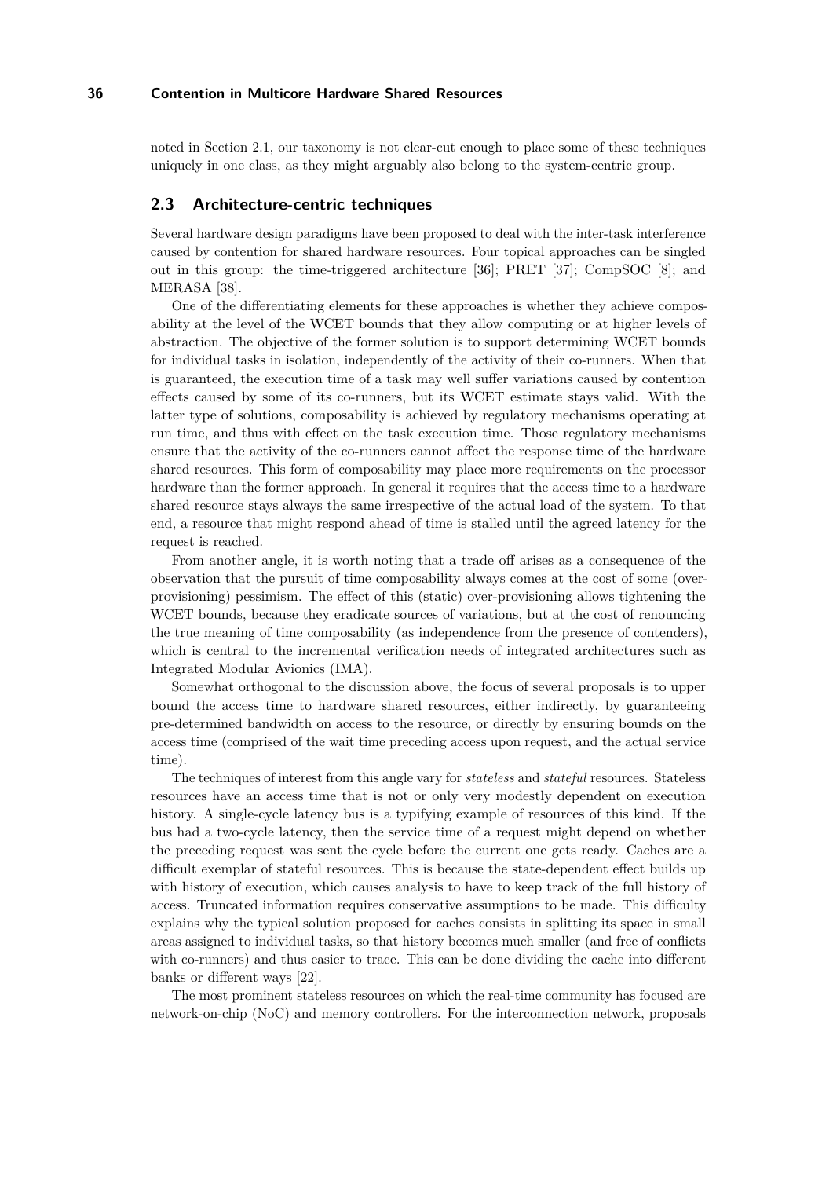noted in Section 2.1, our taxonomy is not clear-cut enough to place some of these techniques uniquely in one class, as they might arguably also belong to the system-centric group.

## 2.3 Architecture-centric techniques

Several hardware design paradigms have been proposed to deal with the inter-task interference caused by contention for shared hardware resources. Four topical approaches can be singled out in this group: the time-triggered architecture [36]; PRET [37]; CompSOC [8]; and MERASA [38].

One of the differentiating elements for these approaches is whether they achieve composability at the level of the WCET bounds that they allow computing or at higher levels of abstraction. The objective of the former solution is to support determining WCET bounds for individual tasks in isolation, independently of the activity of their co-runners. When that is guaranteed, the execution time of a task may well suffer variations caused by contention effects caused by some of its co-runners, but its WCET estimate stays valid. With the latter type of solutions, composability is achieved by regulatory mechanisms operating at run time, and thus with effect on the task execution time. Those regulatory mechanisms ensure that the activity of the co-runners cannot affect the response time of the hardware shared resources. This form of composability may place more requirements on the processor hardware than the former approach. In general it requires that the access time to a hardware shared resource stays always the same irrespective of the actual load of the system. To that end, a resource that might respond ahead of time is stalled until the agreed latency for the request is reached.

From another angle, it is worth noting that a trade off arises as a consequence of the observation that the pursuit of time composability always comes at the cost of some (over-provisioning) pessimism. The effect of this (static) over-provisioning allows tightening the WCET bounds, because they eradicate sources of variations, but at the cost of renouncing the true meaning of time composability (as independence from the presence of contenders), which is central to the incremental verification needs of integrated architectures such as Integrated Modular Avionics (IMA).

Somewhat orthogonal to the discussion above, the focus of several proposals is to upper bound the access time to hardware shared resources, either indirectly, by guaranteeing pre-determined bandwidth on access to the resource, or directly by ensuring bounds on the access time (comprised of the wait time preceding access upon request, and the actual service time).

The techniques of interest from this angle vary for *stateless* and *stateful* resources. Stateless resources have an access time that is not or only very modestly dependent on execution history. A single-cycle latency bus is a typifying example of resources of this kind. If the bus had a two-cycle latency, then the service time of a request might depend on whether the preceding request was sent the cycle before the current one gets ready. Caches are a difficult exemplar of stateful resources. This is because the state-dependent effect builds up with history of execution, which causes analysis to have to keep track of the full history of access. Truncated information requires conservative assumptions to be made. This difficulty explains why the typical solution proposed for caches consists in splitting its space in small areas assigned to individual tasks, so that history becomes much smaller (and free of conflicts with co-runners) and thus easier to trace. This can be done dividing the cache into different banks or different ways [22].

The most prominent stateless resources on which the real-time community has focused are network-on-chip (NoC) and memory controllers. For the interconnection network, proposals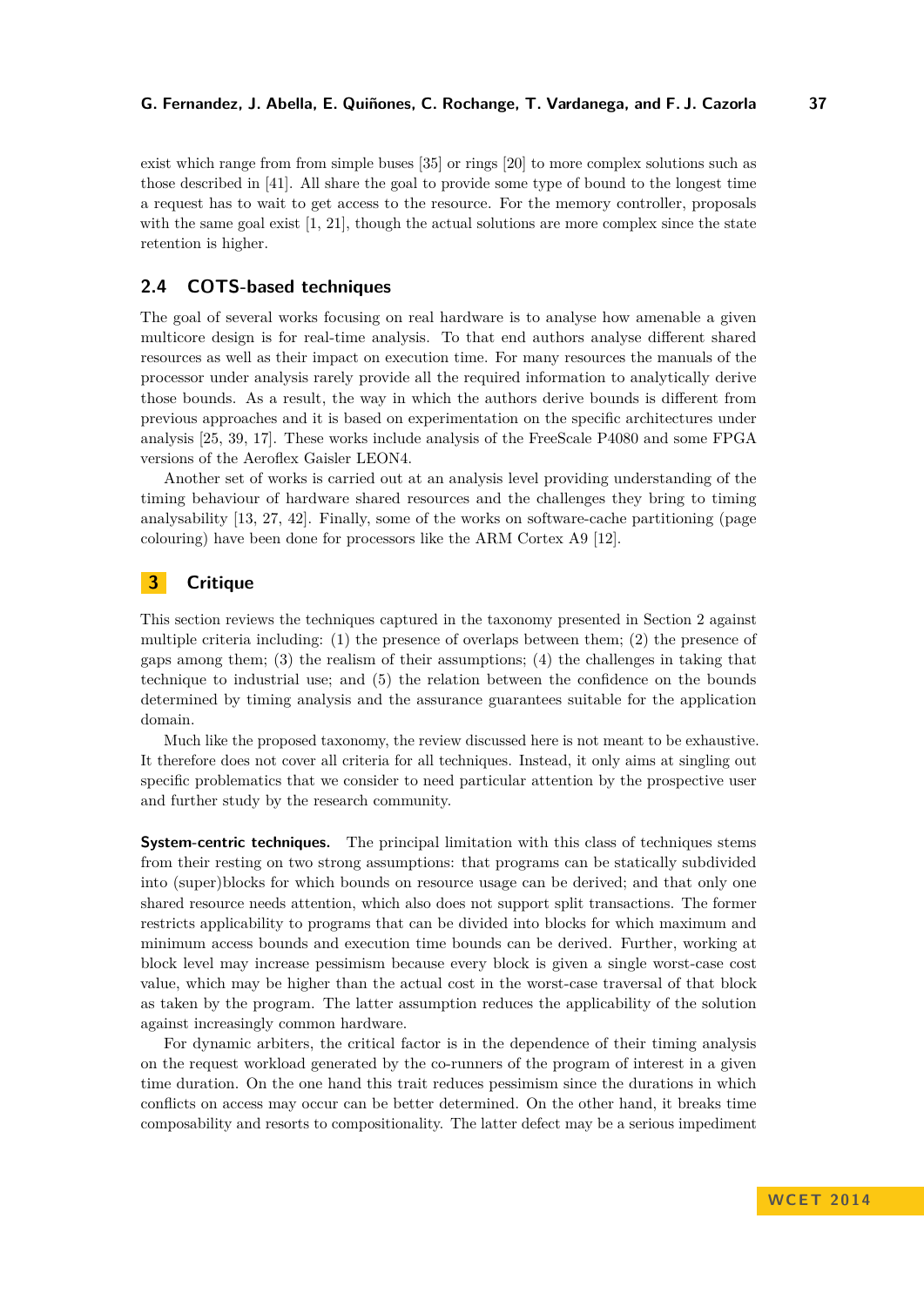exist which range from from simple buses [35] or rings [20] to more complex solutions such as those described in [41]. All share the goal to provide some type of bound to the longest time a request has to wait to get access to the resource. For the memory controller, proposals with the same goal exist [1, 21], though the actual solutions are more complex since the state retention is higher.

### 2.4 COTS-based techniques

The goal of several works focusing on real hardware is to analyse how amenable a given multicore design is for real-time analysis. To that end authors analyse different shared resources as well as their impact on execution time. For many resources the manuals of the processor under analysis rarely provide all the required information to analytically derive those bounds. As a result, the way in which the authors derive bounds is different from previous approaches and it is based on experimentation on the specific architectures under analysis [25, 39, 17]. These works include analysis of the FreeScale P4080 and some FPGA versions of the Aeroflex Gaisler LEON4.

Another set of works is carried out at an analysis level providing understanding of the timing behaviour of hardware shared resources and the challenges they bring to timing analysability [13, 27, 42]. Finally, some of the works on software-cache partitioning (page colouring) have been done for processors like the ARM Cortex A9 [12].

## 3 Critique

This section reviews the techniques captured in the taxonomy presented in Section 2 against multiple criteria including: (1) the presence of overlaps between them; (2) the presence of gaps among them; (3) the realism of their assumptions; (4) the challenges in taking that technique to industrial use; and (5) the relation between the confidence on the bounds determined by timing analysis and the assurance guarantees suitable for the application domain.

Much like the proposed taxonomy, the review discussed here is not meant to be exhaustive. It therefore does not cover all criteria for all techniques. Instead, it only aims at singling out specific problematics that we consider to need particular attention by the prospective user and further study by the research community.

**System-centric techniques.** The principal limitation with this class of techniques stems from their resting on two strong assumptions: that programs can be statically subdivided into (super)blocks for which bounds on resource usage can be derived; and that only one shared resource needs attention, which also does not support split transactions. The former restricts applicability to programs that can be divided into blocks for which maximum and minimum access bounds and execution time bounds can be derived. Further, working at block level may increase pessimism because every block is given a single worst-case cost value, which may be higher than the actual cost in the worst-case traversal of that block as taken by the program. The latter assumption reduces the applicability of the solution against increasingly common hardware.

For dynamic arbiters, the critical factor is in the dependence of their timing analysis on the request workload generated by the co-runners of the program of interest in a given time duration. On the one hand this trait reduces pessimism since the durations in which conflicts on access may occur can be better determined. On the other hand, it breaks time composability and resorts to compositionality. The latter defect may be a serious impediment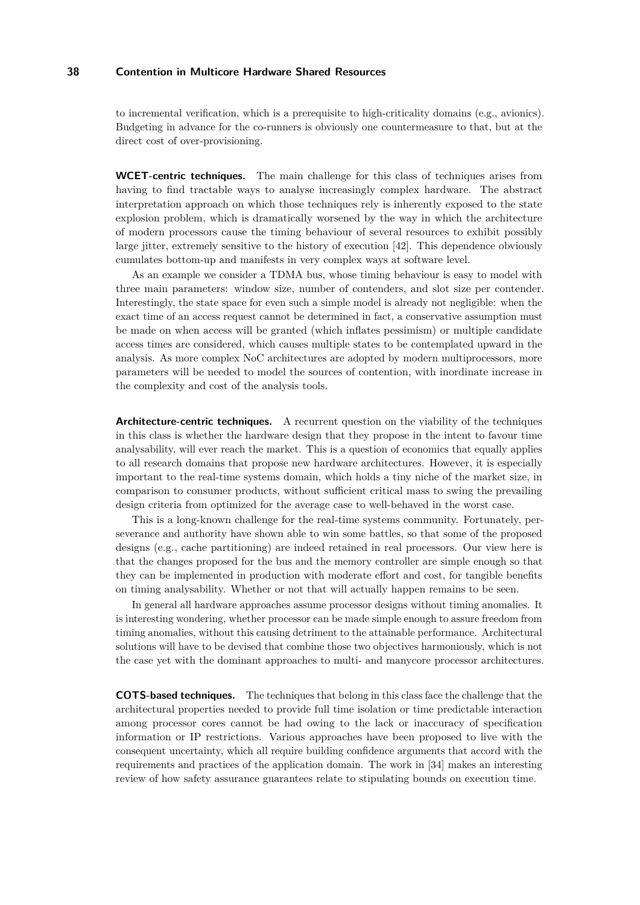to incremental verification, which is a prerequisite to high-criticality domains (e.g., avionics). Budgeting in advance for the co-runners is obviously one countermeasure to that, but at the direct cost of over-provisioning.

**WCET-centric techniques.** The main challenge for this class of techniques arises from having to find tractable ways to analyse increasingly complex hardware. The abstract interpretation approach on which those techniques rely is inherently exposed to the state explosion problem, which is dramatically worsened by the way in which the architecture of modern processors cause the timing behaviour of several resources to exhibit possibly large jitter, extremely sensitive to the history of execution [42]. This dependence obviously cumulates bottom-up and manifests in very complex ways at software level.

As an example we consider a TDMA bus, whose timing behaviour is easy to model with three main parameters: window size, number of contenders, and slot size per contender. Interestingly, the state space for even such a simple model is already not negligible: when the exact time of an access request cannot be determined in fact, a conservative assumption must be made on when access will be granted (which inflates pessimism) or multiple candidate access times are considered, which causes multiple states to be contemplated upward in the analysis. As more complex NoC architectures are adopted by modern multiprocessors, more parameters will be needed to model the sources of contention, with inordinate increase in the complexity and cost of the analysis tools.

**Architecture-centric techniques.** A recurrent question on the viability of the techniques in this class is whether the hardware design that they propose in the intent to favour time analysability, will ever reach the market. This is a question of economics that equally applies to all research domains that propose new hardware architectures. However, it is especially important to the real-time systems domain, which holds a tiny niche of the market size, in comparison to consumer products, without sufficient critical mass to swing the prevailing design criteria from optimized for the average case to well-behaved in the worst case.

This is a long-known challenge for the real-time systems community. Fortunately, perseverance and authority have shown able to win some battles, so that some of the proposed designs (e.g., cache partitioning) are indeed retained in real processors. Our view here is that the changes proposed for the bus and the memory controller are simple enough so that they can be implemented in production with moderate effort and cost, for tangible benefits on timing analysability. Whether or not that will actually happen remains to be seen.

In general all hardware approaches assume processor designs without timing anomalies. It is interesting wondering, whether processor can be made simple enough to assure freedom from timing anomalies, without this causing detriment to the attainable performance. Architectural solutions will have to be devised that combine those two objectives harmoniously, which is not the case yet with the dominant approaches to multi- and manycore processor architectures.

**COTS-based techniques.** The techniques that belong in this class face the challenge that the architectural properties needed to provide full time isolation or time predictable interaction among processor cores cannot be had owing to the lack or inaccuracy of specification information or IP restrictions. Various approaches have been proposed to live with the consequent uncertainty, which all require building confidence arguments that accord with the requirements and practices of the application domain. The work in [34] makes an interesting review of how safety assurance guarantees relate to stipulating bounds on execution time.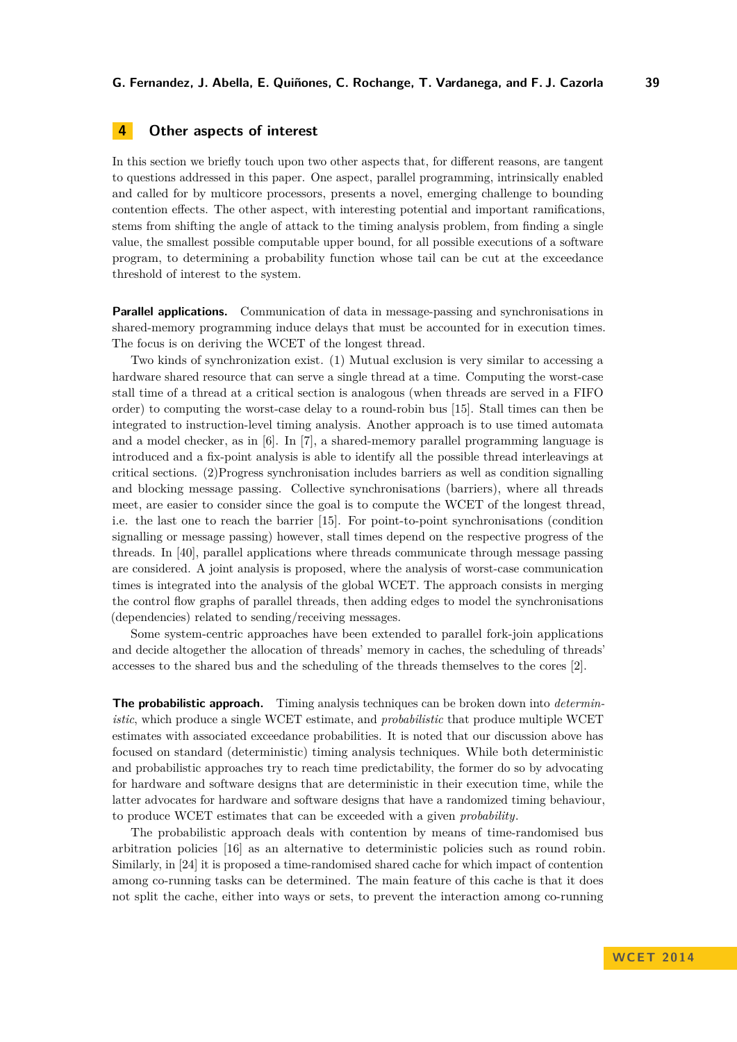## 4 Other aspects of interest

In this section we briefly touch upon two other aspects that, for different reasons, are tangent to questions addressed in this paper. One aspect, parallel programming, intrinsically enabled and called for by multicore processors, presents a novel, emerging challenge to bounding contention effects. The other aspect, with interesting potential and important ramifications, stems from shifting the angle of attack to the timing analysis problem, from finding a single value, the smallest possible computable upper bound, for all possible executions of a software program, to determining a probability function whose tail can be cut at the exceedance threshold of interest to the system.

**Parallel applications.** Communication of data in message-passing and synchronisations in shared-memory programming induce delays that must be accounted for in execution times. The focus is on deriving the WCET of the longest thread.

Two kinds of synchronization exist. (1) Mutual exclusion is very similar to accessing a hardware shared resource that can serve a single thread at a time. Computing the worst-case stall time of a thread at a critical section is analogous (when threads are served in a FIFO order) to computing the worst-case delay to a round-robin bus [15]. Stall times can then be integrated to instruction-level timing analysis. Another approach is to use timed automata and a model checker, as in [6]. In [7], a shared-memory parallel programming language is introduced and a fix-point analysis is able to identify all the possible thread interleavings at critical sections. (2)Progress synchronisation includes barriers as well as condition signalling and blocking message passing. Collective synchronisations (barriers), where all threads meet, are easier to consider since the goal is to compute the WCET of the longest thread, i.e. the last one to reach the barrier [15]. For point-to-point synchronisations (condition signalling or message passing) however, stall times depend on the respective progress of the threads. In [40], parallel applications where threads communicate through message passing are considered. A joint analysis is proposed, where the analysis of worst-case communication times is integrated into the analysis of the global WCET. The approach consists in merging the control flow graphs of parallel threads, then adding edges to model the synchronisations (dependencies) related to sending/receiving messages.

Some system-centric approaches have been extended to parallel fork-join applications and decide altogether the allocation of threads' memory in caches, the scheduling of threads' accesses to the shared bus and the scheduling of the threads themselves to the cores [2].

**The probabilistic approach.** Timing analysis techniques can be broken down into *deterministic*, which produce a single WCET estimate, and *probabilistic* that produce multiple WCET estimates with associated exceedance probabilities. It is noted that our discussion above has focused on standard (deterministic) timing analysis techniques. While both deterministic and probabilistic approaches try to reach time predictability, the former do so by advocating for hardware and software designs that are deterministic in their execution time, while the latter advocates for hardware and software designs that have a randomized timing behaviour, to produce WCET estimates that can be exceeded with a given *probability*.

The probabilistic approach deals with contention by means of time-randomised bus arbitration policies [16] as an alternative to deterministic policies such as round robin. Similarly, in [24] it is proposed a time-randomised shared cache for which impact of contention among co-running tasks can be determined. The main feature of this cache is that it does not split the cache, either into ways or sets, to prevent the interaction among co-running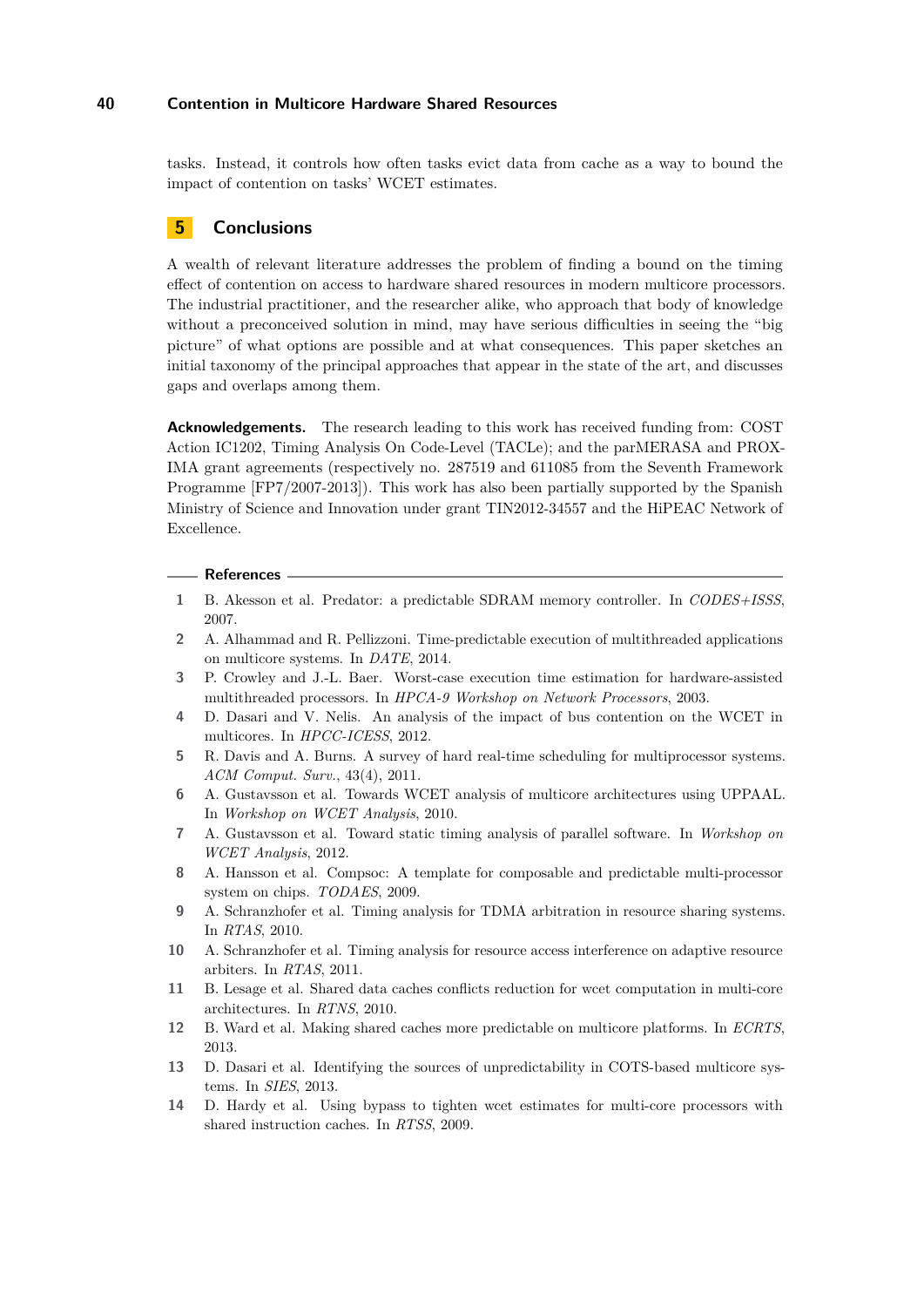tasks. Instead, it controls how often tasks evict data from cache as a way to bound the impact of contention on tasks' WCET estimates.

## 5 Conclusions

A wealth of relevant literature addresses the problem of finding a bound on the timing effect of contention on access to hardware shared resources in modern multicore processors. The industrial practitioner, and the researcher alike, who approach that body of knowledge without a preconceived solution in mind, may have serious difficulties in seeing the "big picture" of what options are possible and at what consequences. This paper sketches an initial taxonomy of the principal approaches that appear in the state of the art, and discusses gaps and overlaps among them.

**Acknowledgements.** The research leading to this work has received funding from: COST Action IC1202, Timing Analysis On Code-Level (TACLe); and the parMERASA and PROXIMA grant agreements (respectively no. 287519 and 611085 from the Seventh Framework Programme [FP7/2007-2013]). This work has also been partially supported by the Spanish Ministry of Science and Innovation under grant TIN2012-34557 and the HiPEAC Network of Excellence.

### References

1. B. Akesson et al. Predator: a predictable SDRAM memory controller. In *CODES+ISSS*, 2007.
2. A. Alhammad and R. Pellizzoni. Time-predictable execution of multithreaded applications on multicore systems. In *DATE*, 2014.
3. P. Crowley and J.-L. Baer. Worst-case execution time estimation for hardware-assisted multithreaded processors. In *HPCA-9 Workshop on Network Processors*, 2003.
4. D. Dasari and V. Nelis. An analysis of the impact of bus contention on the WCET in multicores. In *HPCC-ICESS*, 2012.
5. R. Davis and A. Burns. A survey of hard real-time scheduling for multiprocessor systems. *ACM Comput. Surv.*, 43(4), 2011.
6. A. Gustavsson et al. Towards WCET analysis of multicore architectures using UPPAAL. In *Workshop on WCET Analysis*, 2010.
7. A. Gustavsson et al. Toward static timing analysis of parallel software. In *Workshop on WCET Analysis*, 2012.
8. A. Hansson et al. Compsoc: A template for composable and predictable multi-processor system on chips. *TODAES*, 2009.
9. A. Schranzhofer et al. Timing analysis for TDMA arbitration in resource sharing systems. In *RTAS*, 2010.
10. A. Schranzhofer et al. Timing analysis for resource access interference on adaptive resource arbiters. In *RTAS*, 2011.
11. B. Lesage et al. Shared data caches conflicts reduction for wcet computation in multi-core architectures. In *RTNS*, 2010.
12. B. Ward et al. Making shared caches more predictable on multicore platforms. In *ECRTS*, 2013.
13. D. Dasari et al. Identifying the sources of unpredictability in COTS-based multicore systems. In *SIES*, 2013.
14. D. Hardy et al. Using bypass to tighten wcet estimates for multi-core processors with shared instruction caches. In *RTSS*, 2009.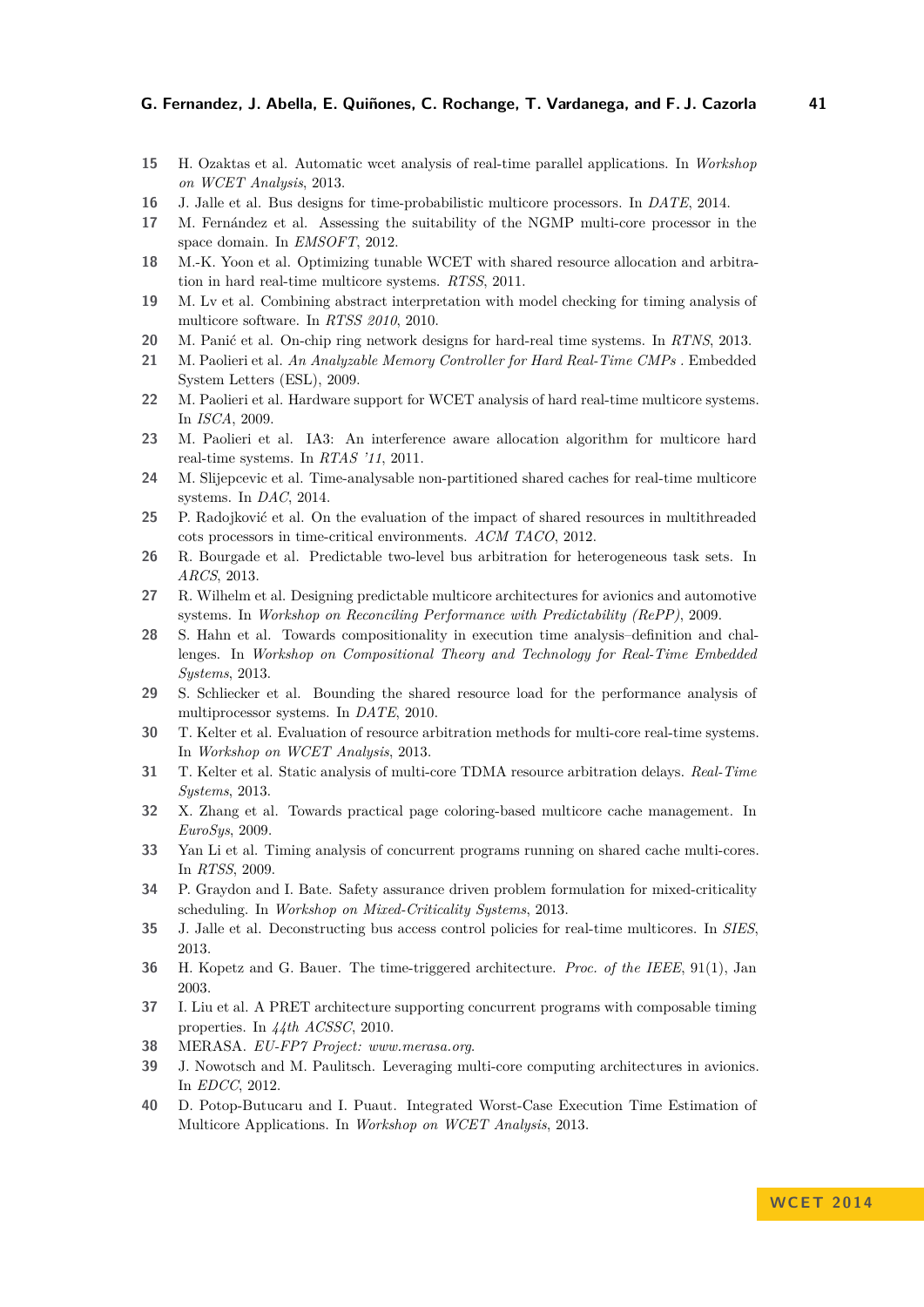15 H. Ozaktas et al. Automatic wcet analysis of real-time parallel applications. In *Workshop on WCET Analysis*, 2013.

16 J. Jalle et al. Bus designs for time-probabilistic multicore processors. In *DATE*, 2014.

17 M. Fernández et al. Assessing the suitability of the NGMP multi-core processor in the space domain. In *EMSOFT*, 2012.

18 M.-K. Yoon et al. Optimizing tunable WCET with shared resource allocation and arbitration in hard real-time multicore systems. *RTSS*, 2011.

19 M. Lv et al. Combining abstract interpretation with model checking for timing analysis of multicore software. In *RTSS 2010*, 2010.

20 M. Panić et al. On-chip ring network designs for hard-real time systems. In *RTNS*, 2013.

21 M. Paolieri et al. *An Analyzable Memory Controller for Hard Real-Time CMPs* . Embedded System Letters (ESL), 2009.

22 M. Paolieri et al. Hardware support for WCET analysis of hard real-time multicore systems. In *ISCA*, 2009.

23 M. Paolieri et al. IA3: An interference aware allocation algorithm for multicore hard real-time systems. In *RTAS '11*, 2011.

24 M. Slijepcevic et al. Time-analysable non-partitioned shared caches for real-time multicore systems. In *DAC*, 2014.

25 P. Radojković et al. On the evaluation of the impact of shared resources in multithreaded cots processors in time-critical environments. *ACM TACO*, 2012.

26 R. Bourgade et al. Predictable two-level bus arbitration for heterogeneous task sets. In *ARCS*, 2013.

27 R. Wilhelm et al. Designing predictable multicore architectures for avionics and automotive systems. In *Workshop on Reconciling Performance with Predictability (RePP)*, 2009.

28 S. Hahn et al. Towards compositionality in execution time analysis–definition and challenges. In *Workshop on Compositional Theory and Technology for Real-Time Embedded Systems*, 2013.

29 S. Schliecker et al. Bounding the shared resource load for the performance analysis of multiprocessor systems. In *DATE*, 2010.

30 T. Kelter et al. Evaluation of resource arbitration methods for multi-core real-time systems. In *Workshop on WCET Analysis*, 2013.

31 T. Kelter et al. Static analysis of multi-core TDMA resource arbitration delays. *Real-Time Systems*, 2013.

32 X. Zhang et al. Towards practical page coloring-based multicore cache management. In *EuroSys*, 2009.

33 Yan Li et al. Timing analysis of concurrent programs running on shared cache multi-cores. In *RTSS*, 2009.

34 P. Graydon and I. Bate. Safety assurance driven problem formulation for mixed-criticality scheduling. In *Workshop on Mixed-Criticality Systems*, 2013.

35 J. Jalle et al. Deconstructing bus access control policies for real-time multicores. In *SIES*, 2013.

36 H. Kopetz and G. Bauer. The time-triggered architecture. *Proc. of the IEEE*, 91(1), Jan 2003.

37 I. Liu et al. A PRET architecture supporting concurrent programs with composable timing properties. In *44th ACSSC*, 2010.

38 MERASA. *EU-FP7 Project: www.merasa.org*.

39 J. Nowotsch and M. Paulitsch. Leveraging multi-core computing architectures in avionics. In *EDCC*, 2012.

40 D. Potop-Butucaru and I. Puaut. Integrated Worst-Case Execution Time Estimation of Multicore Applications. In *Workshop on WCET Analysis*, 2013.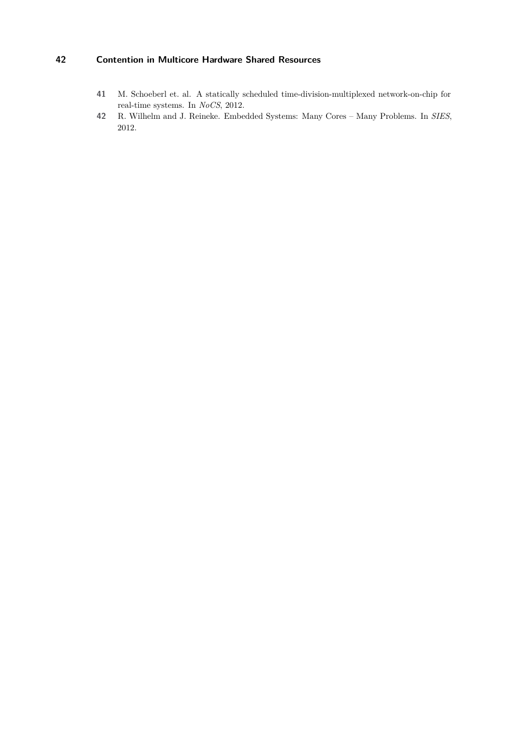41 M. Schoeberl et. al. A statically scheduled time-division-multiplexed network-on-chip for real-time systems. In *NoCS*, 2012.

42 R. Wilhelm and J. Reineke. Embedded Systems: Many Cores – Many Problems. In *SIES*, 2012.